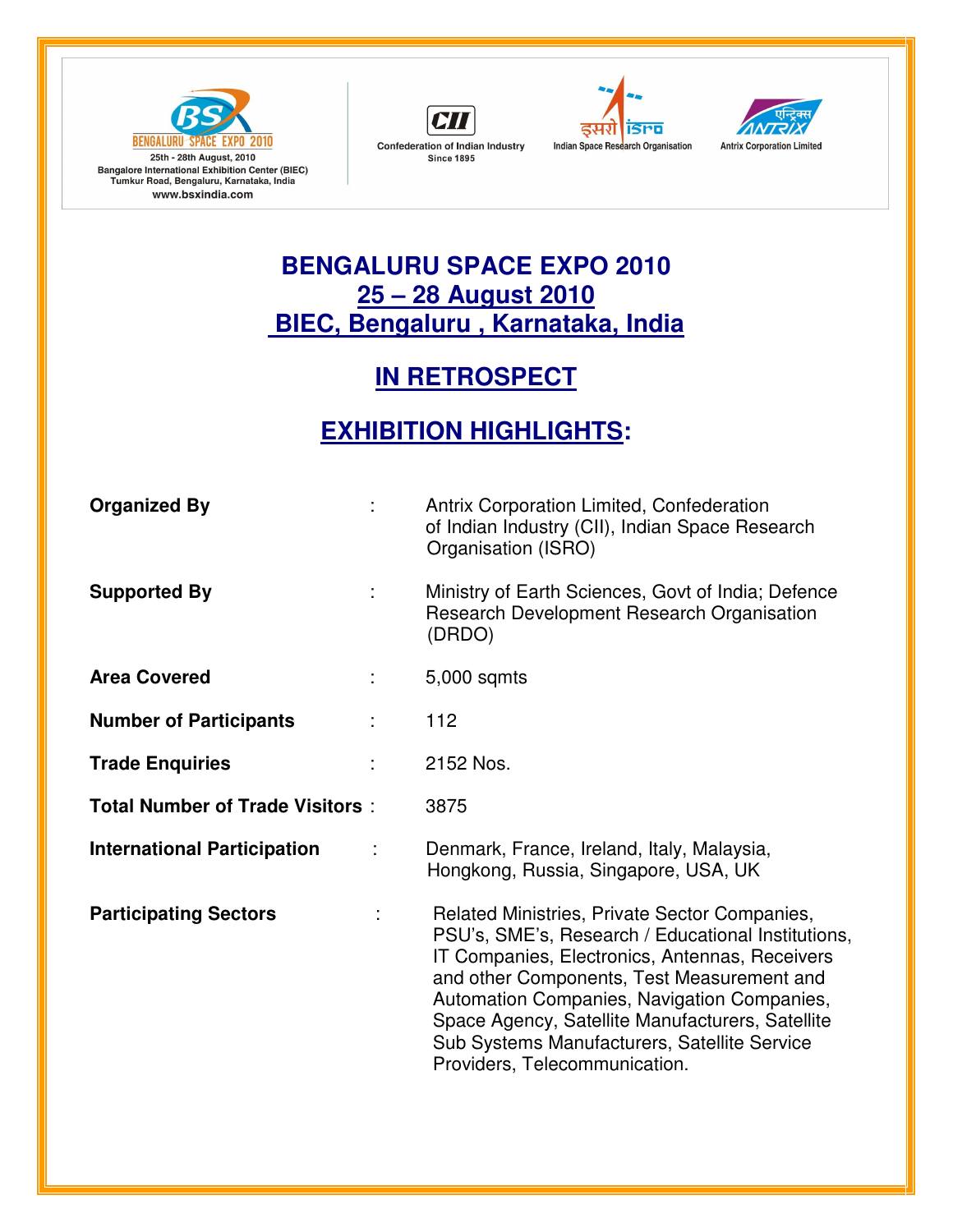BENGALURU SPACE EXPO 2010
25th - 28th August, 2010
Bangalore International Exhibition Center (BIEC)
Tumkur Road, Bengaluru, Karnataka, India
www.bsxindia.com

Confederation of Indian Industry
Since 1895

Indian Space Research Organisation

Antrix Corporation Limited

# BENGALURU SPACE EXPO 2010

## 25 – 28 August 2010

## BIEC, Bengaluru , Karnataka, India

## IN RETROSPECT

## EXHIBITION HIGHLIGHTS:

| | | |
|---|---|---|
| **Organized By** | : | Antrix Corporation Limited, Confederation of Indian Industry (CII), Indian Space Research Organisation (ISRO) |
| **Supported By** | : | Ministry of Earth Sciences, Govt of India; Defence Research Development Research Organisation (DRDO) |
| **Area Covered** | : | 5,000 sqmts |
| **Number of Participants** | : | 112 |
| **Trade Enquiries** | : | 2152 Nos. |
| **Total Number of Trade Visitors** | : | 3875 |
| **International Participation** | : | Denmark, France, Ireland, Italy, Malaysia, Hongkong, Russia, Singapore, USA, UK |
| **Participating Sectors** | : | Related Ministries, Private Sector Companies, PSU's, SME's, Research / Educational Institutions, IT Companies, Electronics, Antennas, Receivers and other Components, Test Measurement and Automation Companies, Navigation Companies, Space Agency, Satellite Manufacturers, Satellite Sub Systems Manufacturers, Satellite Service Providers, Telecommunication. |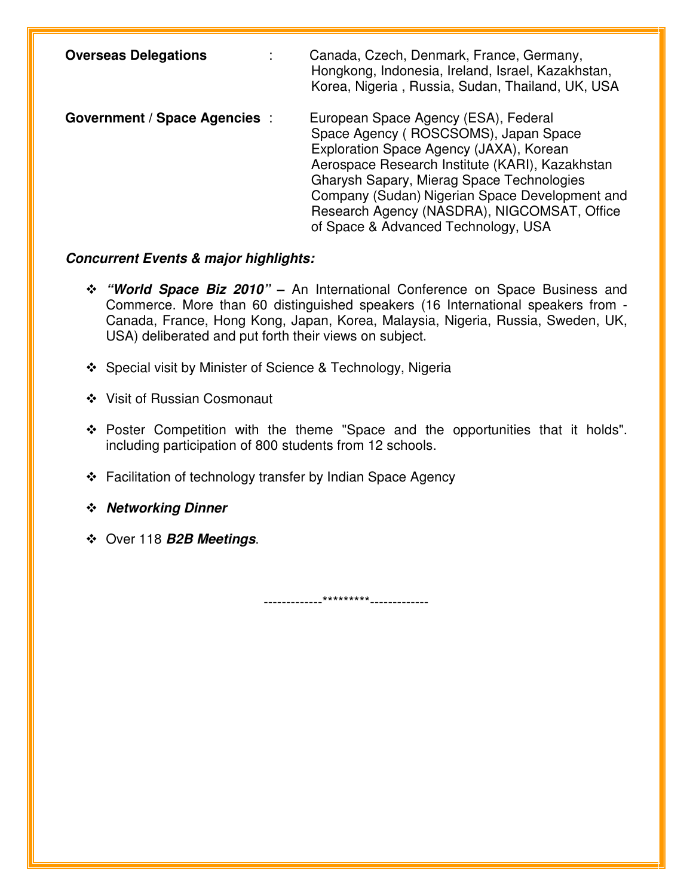**Overseas Delegations** : Canada, Czech, Denmark, France, Germany, Hongkong, Indonesia, Ireland, Israel, Kazakhstan, Korea, Nigeria , Russia, Sudan, Thailand, UK, USA

**Government / Space Agencies** : European Space Agency (ESA), Federal Space Agency ( ROSCSOMS), Japan Space Exploration Space Agency (JAXA), Korean Aerospace Research Institute (KARI), Kazakhstan Gharysh Sapary, Mierag Space Technologies Company (Sudan) Nigerian Space Development and Research Agency (NASDRA), NIGCOMSAT, Office of Space & Advanced Technology, USA

***Concurrent Events & major highlights:***

- ***"World Space Biz 2010" –*** An International Conference on Space Business and Commerce. More than 60 distinguished speakers (16 International speakers from - Canada, France, Hong Kong, Japan, Korea, Malaysia, Nigeria, Russia, Sweden, UK, USA) deliberated and put forth their views on subject.
- Special visit by Minister of Science & Technology, Nigeria
- Visit of Russian Cosmonaut
- Poster Competition with the theme "Space and the opportunities that it holds". including participation of 800 students from 12 schools.
- Facilitation of technology transfer by Indian Space Agency
- ***Networking Dinner***
- Over 118 ***B2B Meetings***.

-------------*********-------------